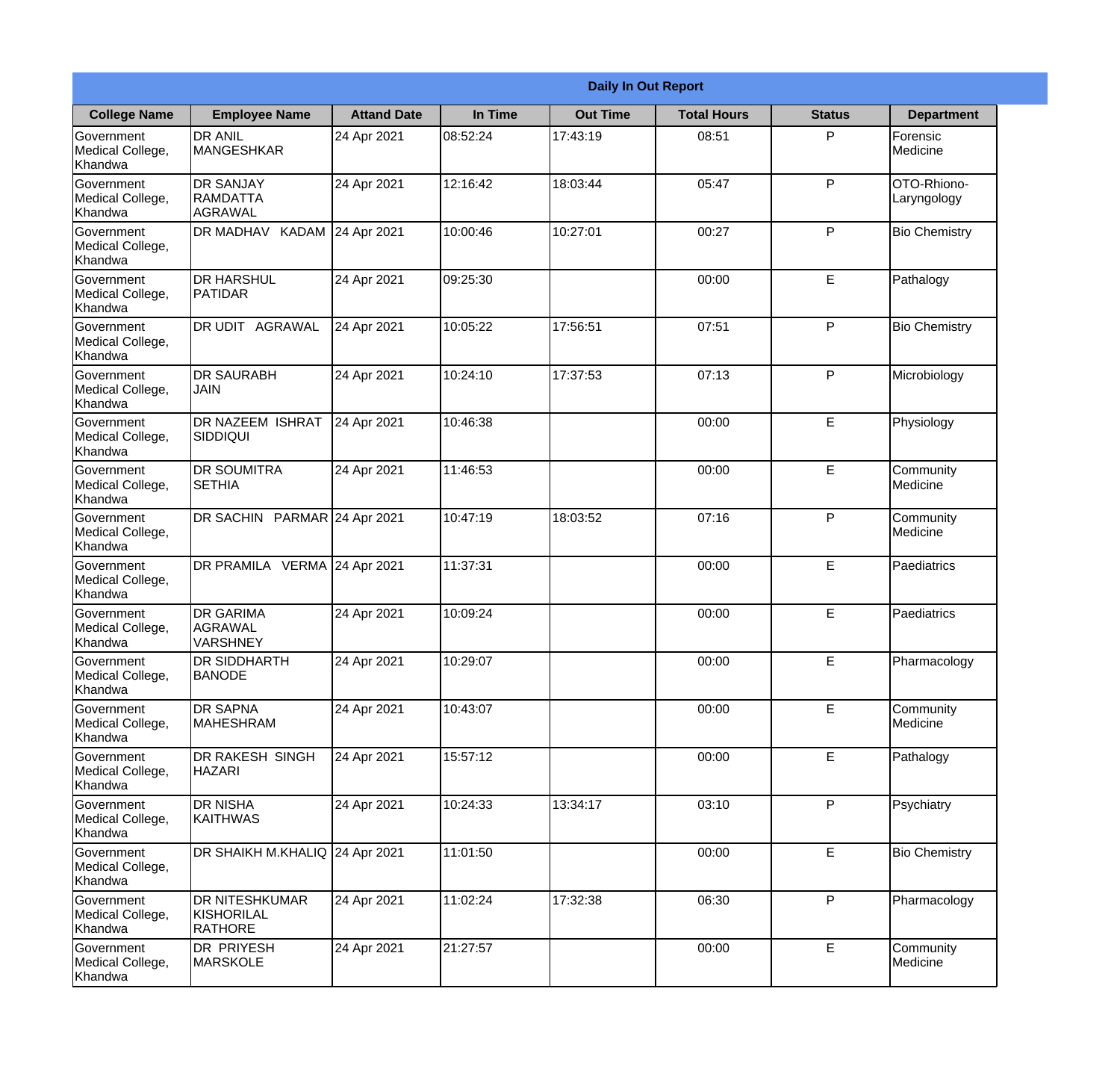| Daily In Out Report | | | | | | | |
|---|---|---|---|---|---|---|---|
| **College Name** | **Employee Name** | **Attand Date** | **In Time** | **Out Time** | **Total Hours** | **Status** | **Department** |
| Government Medical College, Khandwa | DR ANIL MANGESHKAR | 24 Apr 2021 | 08:52:24 | 17:43:19 | 08:51 | P | Forensic Medicine |
| Government Medical College, Khandwa | DR SANJAY RAMDATTA AGRAWAL | 24 Apr 2021 | 12:16:42 | 18:03:44 | 05:47 | P | OTO-Rhiono-Laryngology |
| Government Medical College, Khandwa | DR MADHAV KADAM | 24 Apr 2021 | 10:00:46 | 10:27:01 | 00:27 | P | Bio Chemistry |
| Government Medical College, Khandwa | DR HARSHUL PATIDAR | 24 Apr 2021 | 09:25:30 | | 00:00 | E | Pathalogy |
| Government Medical College, Khandwa | DR UDIT AGRAWAL | 24 Apr 2021 | 10:05:22 | 17:56:51 | 07:51 | P | Bio Chemistry |
| Government Medical College, Khandwa | DR SAURABH JAIN | 24 Apr 2021 | 10:24:10 | 17:37:53 | 07:13 | P | Microbiology |
| Government Medical College, Khandwa | DR NAZEEM ISHRAT SIDDIQUI | 24 Apr 2021 | 10:46:38 | | 00:00 | E | Physiology |
| Government Medical College, Khandwa | DR SOUMITRA SETHIA | 24 Apr 2021 | 11:46:53 | | 00:00 | E | Community Medicine |
| Government Medical College, Khandwa | DR SACHIN PARMAR | 24 Apr 2021 | 10:47:19 | 18:03:52 | 07:16 | P | Community Medicine |
| Government Medical College, Khandwa | DR PRAMILA VERMA | 24 Apr 2021 | 11:37:31 | | 00:00 | E | Paediatrics |
| Government Medical College, Khandwa | DR GARIMA AGRAWAL VARSHNEY | 24 Apr 2021 | 10:09:24 | | 00:00 | E | Paediatrics |
| Government Medical College, Khandwa | DR SIDDHARTH BANODE | 24 Apr 2021 | 10:29:07 | | 00:00 | E | Pharmacology |
| Government Medical College, Khandwa | DR SAPNA MAHESHRAM | 24 Apr 2021 | 10:43:07 | | 00:00 | E | Community Medicine |
| Government Medical College, Khandwa | DR RAKESH SINGH HAZARI | 24 Apr 2021 | 15:57:12 | | 00:00 | E | Pathalogy |
| Government Medical College, Khandwa | DR NISHA KAITHWAS | 24 Apr 2021 | 10:24:33 | 13:34:17 | 03:10 | P | Psychiatry |
| Government Medical College, Khandwa | DR SHAIKH M.KHALIQ | 24 Apr 2021 | 11:01:50 | | 00:00 | E | Bio Chemistry |
| Government Medical College, Khandwa | DR NITESHKUMAR KISHORILAL RATHORE | 24 Apr 2021 | 11:02:24 | 17:32:38 | 06:30 | P | Pharmacology |
| Government Medical College, Khandwa | DR PRIYESH MARSKOLE | 24 Apr 2021 | 21:27:57 | | 00:00 | E | Community Medicine |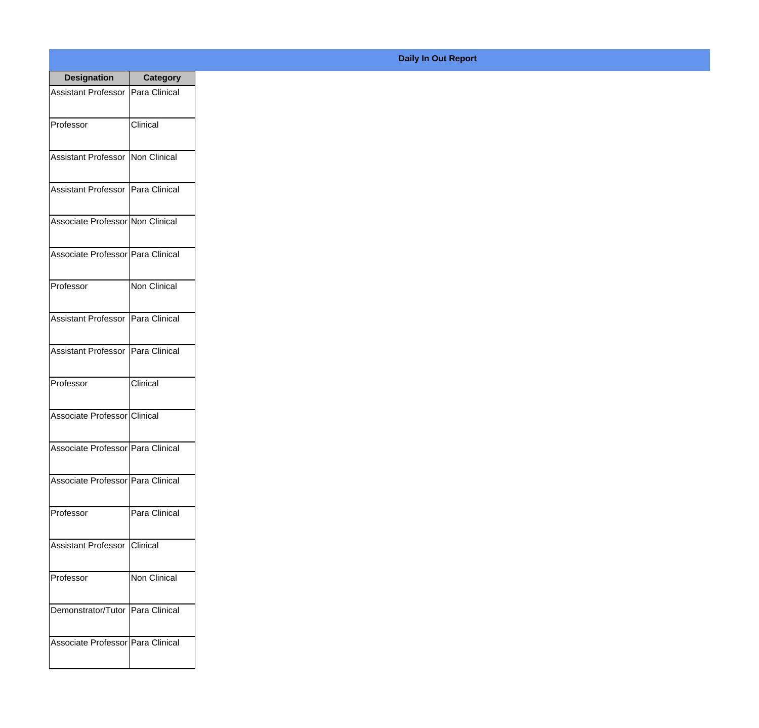**Daily In Out Report**

| Designation | Category |
|---|---|
| Assistant Professor | Para Clinical |
| Professor | Clinical |
| Assistant Professor | Non Clinical |
| Assistant Professor | Para Clinical |
| Associate Professor | Non Clinical |
| Associate Professor | Para Clinical |
| Professor | Non Clinical |
| Assistant Professor | Para Clinical |
| Assistant Professor | Para Clinical |
| Professor | Clinical |
| Associate Professor | Clinical |
| Associate Professor | Para Clinical |
| Associate Professor | Para Clinical |
| Professor | Para Clinical |
| Assistant Professor | Clinical |
| Professor | Non Clinical |
| Demonstrator/Tutor | Para Clinical |
| Associate Professor | Para Clinical |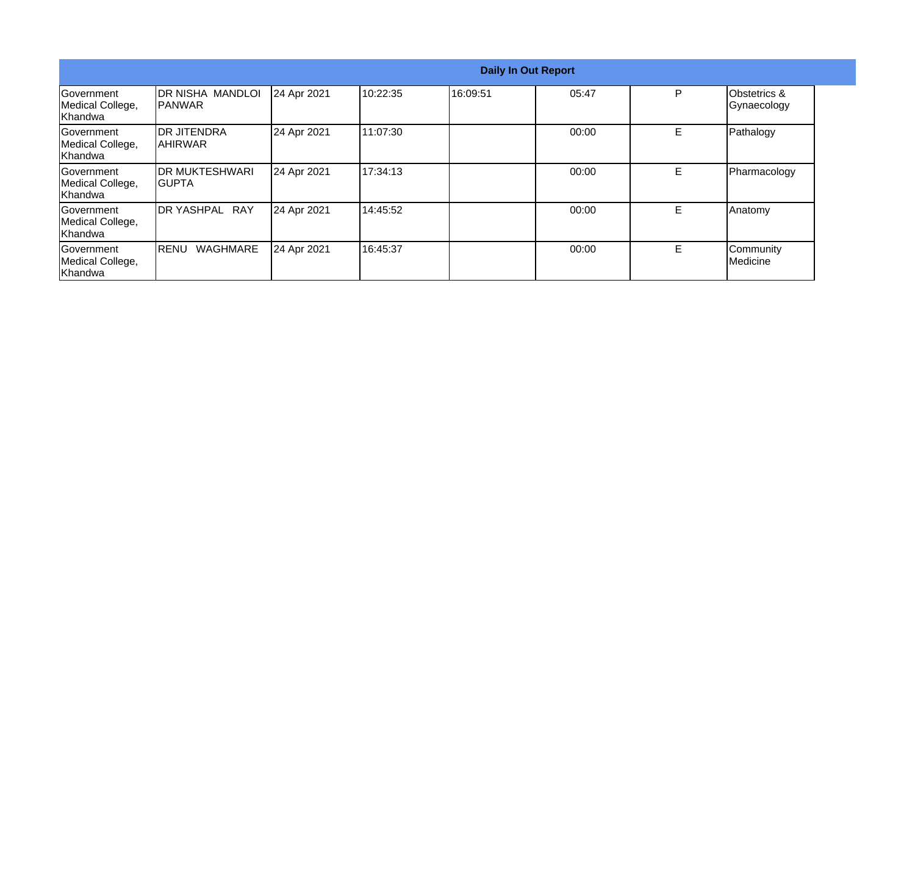| Daily In Out Report | | | | | | | |
|---|---|---|---|---|---|---|---|
| Government Medical College, Khandwa | DR NISHA MANDLOI PANWAR | 24 Apr 2021 | 10:22:35 | 16:09:51 | 05:47 | P | Obstetrics & Gynaecology |
| Government Medical College, Khandwa | DR JITENDRA AHIRWAR | 24 Apr 2021 | 11:07:30 | | 00:00 | E | Pathalogy |
| Government Medical College, Khandwa | DR MUKTESHWARI GUPTA | 24 Apr 2021 | 17:34:13 | | 00:00 | E | Pharmacology |
| Government Medical College, Khandwa | DR YASHPAL RAY | 24 Apr 2021 | 14:45:52 | | 00:00 | E | Anatomy |
| Government Medical College, Khandwa | RENU WAGHMARE | 24 Apr 2021 | 16:45:37 | | 00:00 | E | Community Medicine |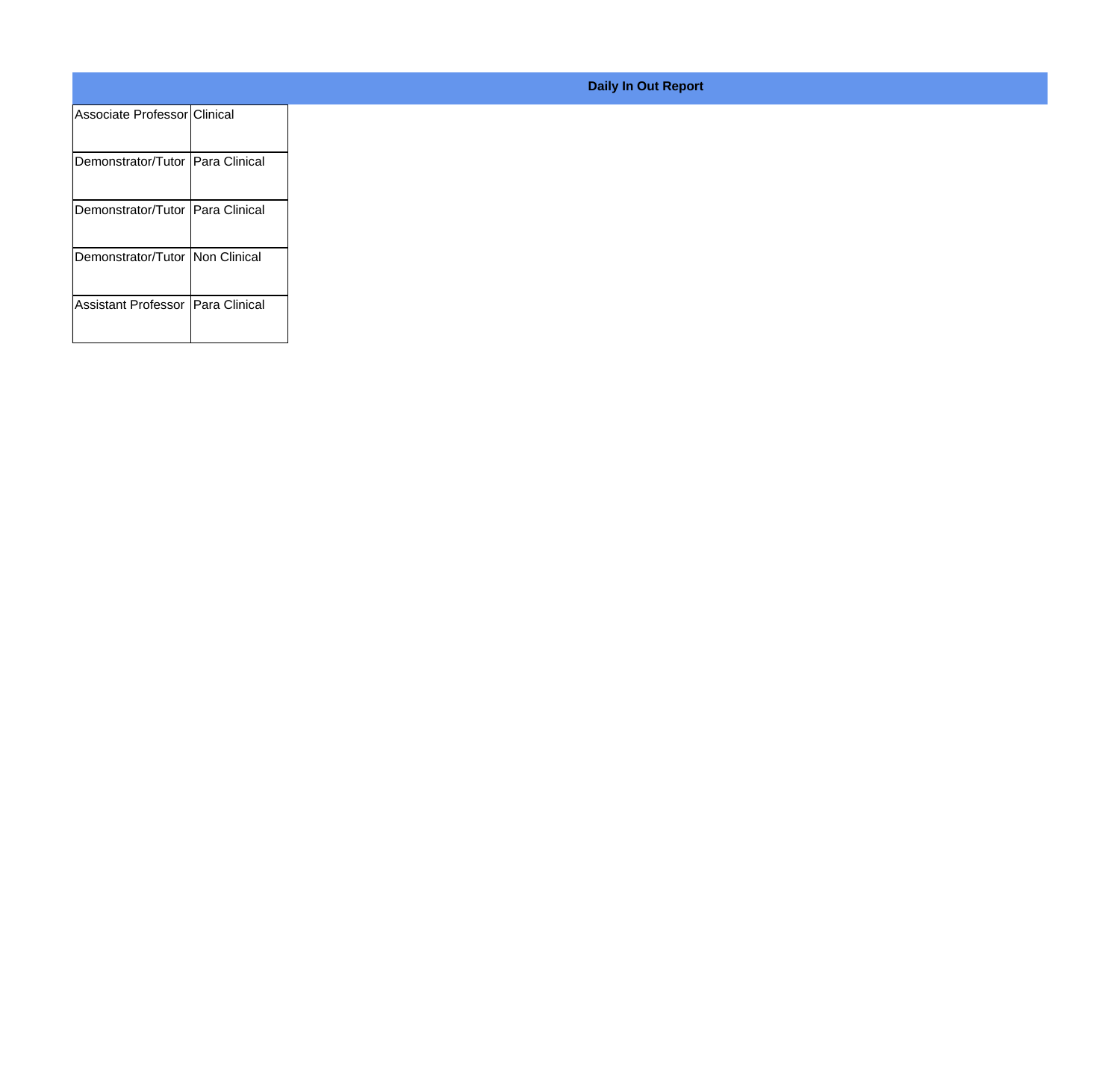**Daily In Out Report**

| | |
|---|---|
| Associate Professor | Clinical |
| Demonstrator/Tutor | Para Clinical |
| Demonstrator/Tutor | Para Clinical |
| Demonstrator/Tutor | Non Clinical |
| Assistant Professor | Para Clinical |